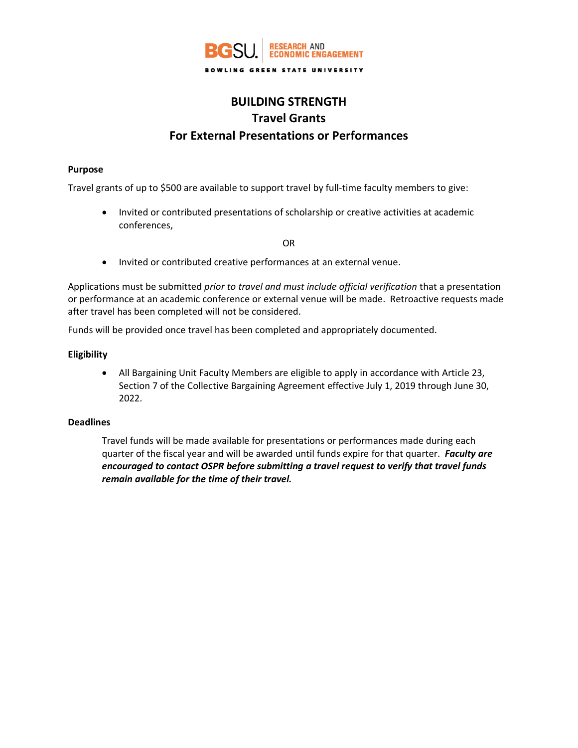BGSU. RESEARCH AND ECONOMIC ENGAGEMENT

BOWLING GREEN STATE UNIVERSITY

# BUILDING STRENGTH
# Travel Grants
# For External Presentations or Performances

**Purpose**

Travel grants of up to $500 are available to support travel by full-time faculty members to give:

- Invited or contributed presentations of scholarship or creative activities at academic conferences,

OR

- Invited or contributed creative performances at an external venue.

Applications must be submitted *prior to travel and must include official verification* that a presentation or performance at an academic conference or external venue will be made. Retroactive requests made after travel has been completed will not be considered.

Funds will be provided once travel has been completed and appropriately documented.

**Eligibility**

- All Bargaining Unit Faculty Members are eligible to apply in accordance with Article 23, Section 7 of the Collective Bargaining Agreement effective July 1, 2019 through June 30, 2022.

**Deadlines**

Travel funds will be made available for presentations or performances made during each quarter of the fiscal year and will be awarded until funds expire for that quarter. ***Faculty are encouraged to contact OSPR before submitting a travel request to verify that travel funds remain available for the time of their travel.***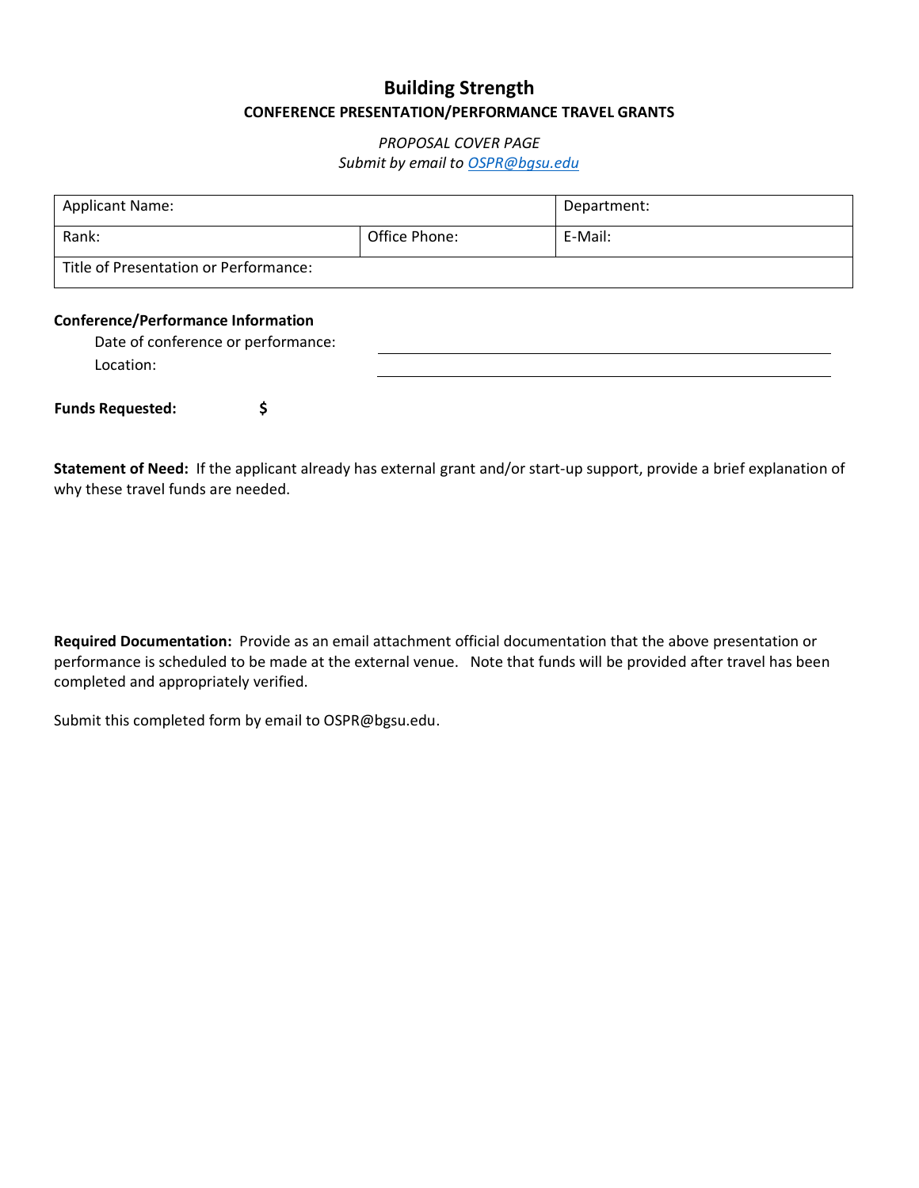# Building Strength

## CONFERENCE PRESENTATION/PERFORMANCE TRAVEL GRANTS

*PROPOSAL COVER PAGE*

*Submit by email to [OSPR@bgsu.edu](mailto:OSPR@bgsu.edu)*

| | | |
|---|---|---|
| Applicant Name: | | Department: |
| Rank: | Office Phone: | E-Mail: |
| Title of Presentation or Performance: | | |

**Conference/Performance Information**

Date of conference or performance: ______________________________

Location: ______________________________

**Funds Requested:** **$**

**Statement of Need:** If the applicant already has external grant and/or start-up support, provide a brief explanation of why these travel funds are needed.

**Required Documentation:** Provide as an email attachment official documentation that the above presentation or performance is scheduled to be made at the external venue. Note that funds will be provided after travel has been completed and appropriately verified.

Submit this completed form by email to OSPR@bgsu.edu.